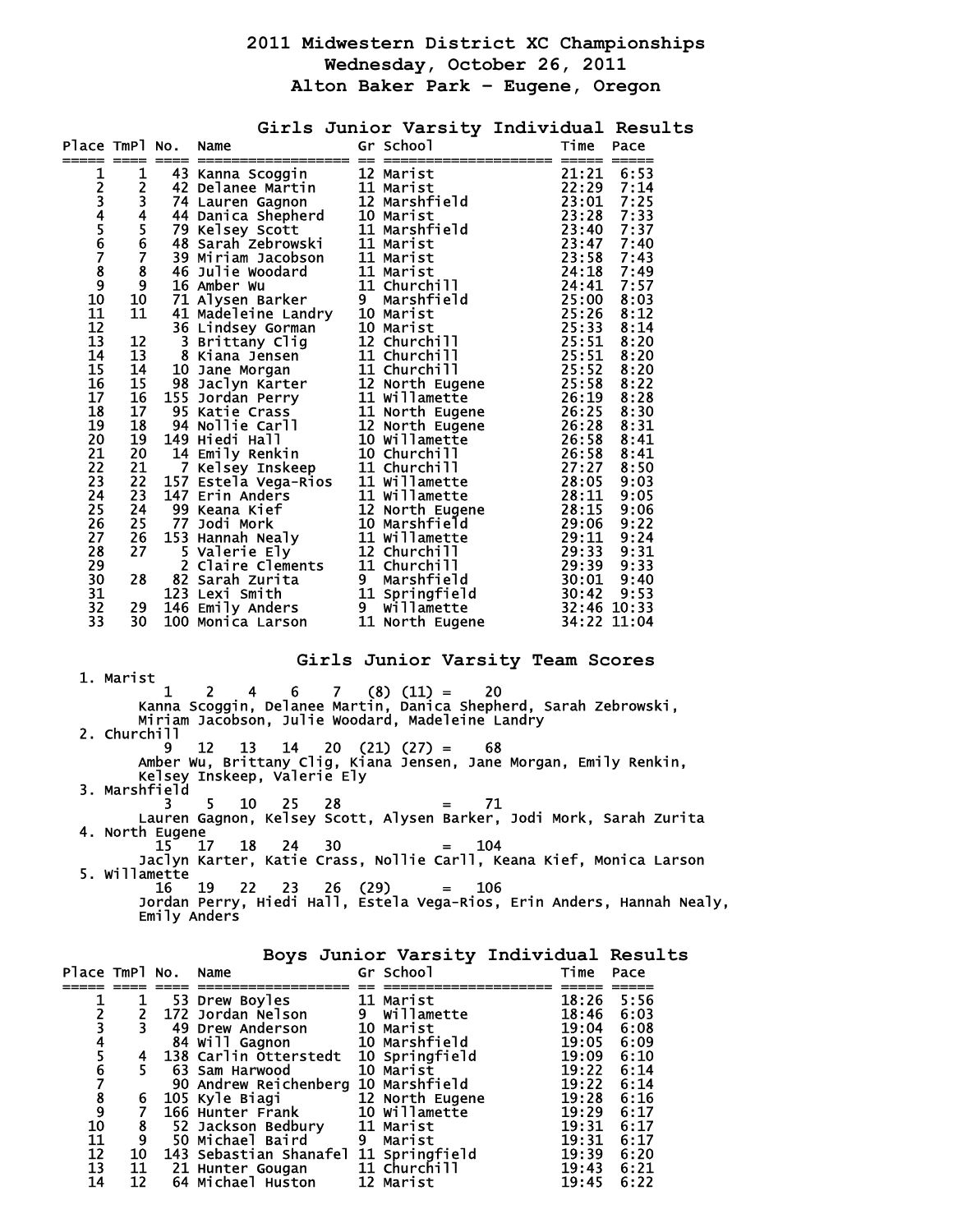# 2011 Midwestern District XC Championships

## Wednesday, October 26, 2011

## Alton Baker Park - Eugene, Oregon

### Girls Junior Varsity Individual Results

| Place | TmPl | No. | Name | Gr | School | Time | Pace |
|---|---|---|---|---|---|---|---|
| 1 | 1 | 43 | Kanna Scoggin | 12 | Marist | 21:21 | 6:53 |
| 2 | 2 | 42 | Delanee Martin | 11 | Marist | 22:29 | 7:14 |
| 3 | 3 | 74 | Lauren Gagnon | 12 | Marshfield | 23:01 | 7:25 |
| 4 | 4 | 44 | Danica Shepherd | 10 | Marist | 23:28 | 7:33 |
| 5 | 5 | 79 | Kelsey Scott | 11 | Marshfield | 23:40 | 7:37 |
| 6 | 6 | 48 | Sarah Zebrowski | 11 | Marist | 23:47 | 7:40 |
| 7 | 7 | 39 | Miriam Jacobson | 11 | Marist | 23:58 | 7:43 |
| 8 | 8 | 46 | Julie Woodard | 11 | Marist | 24:18 | 7:49 |
| 9 | 9 | 16 | Amber Wu | 11 | Churchill | 24:41 | 7:57 |
| 10 | 10 | 71 | Alysen Barker | 9 | Marshfield | 25:00 | 8:03 |
| 11 | 11 | 41 | Madeleine Landry | 10 | Marist | 25:26 | 8:12 |
| 12 | | 36 | Lindsey Gorman | 10 | Marist | 25:33 | 8:14 |
| 13 | 12 | 3 | Brittany Clig | 12 | Churchill | 25:51 | 8:20 |
| 14 | 13 | 8 | Kiana Jensen | 11 | Churchill | 25:51 | 8:20 |
| 15 | 14 | 10 | Jane Morgan | 11 | Churchill | 25:52 | 8:20 |
| 16 | 15 | 98 | Jaclyn Karter | 12 | North Eugene | 25:58 | 8:22 |
| 17 | 16 | 155 | Jordan Perry | 11 | Willamette | 26:19 | 8:28 |
| 18 | 17 | 95 | Katie Crass | 11 | North Eugene | 26:25 | 8:30 |
| 19 | 18 | 94 | Nollie Carll | 12 | North Eugene | 26:28 | 8:31 |
| 20 | 19 | 149 | Hiedi Hall | 10 | Willamette | 26:58 | 8:41 |
| 21 | 20 | 14 | Emily Renkin | 10 | Churchill | 26:58 | 8:41 |
| 22 | 21 | 7 | Kelsey Inskeep | 11 | Churchill | 27:27 | 8:50 |
| 23 | 22 | 157 | Estela Vega-Rios | 11 | Willamette | 28:05 | 9:03 |
| 24 | 23 | 147 | Erin Anders | 11 | Willamette | 28:11 | 9:05 |
| 25 | 24 | 99 | Keana Kief | 12 | North Eugene | 28:15 | 9:06 |
| 26 | 25 | 77 | Jodi Mork | 10 | Marshfield | 29:06 | 9:22 |
| 27 | 26 | 153 | Hannah Nealy | 11 | Willamette | 29:11 | 9:24 |
| 28 | 27 | 5 | Valerie Ely | 12 | Churchill | 29:33 | 9:31 |
| 29 | | 2 | Claire Clements | 11 | Churchill | 29:39 | 9:33 |
| 30 | 28 | 82 | Sarah Zurita | 9 | Marshfield | 30:01 | 9:40 |
| 31 | | 123 | Lexi Smith | 11 | Springfield | 30:42 | 9:53 |
| 32 | 29 | 146 | Emily Anders | 9 | Willamette | 32:46 | 10:33 |
| 33 | 30 | 100 | Monica Larson | 11 | North Eugene | 34:22 | 11:04 |

### Girls Junior Varsity Team Scores

1. Marist
   1 2 4 6 7 (8) (11) = 20
   Kanna Scoggin, Delanee Martin, Danica Shepherd, Sarah Zebrowski, Miriam Jacobson, Julie Woodard, Madeleine Landry
2. Churchill
   9 12 13 14 20 (21) (27) = 68
   Amber Wu, Brittany Clig, Kiana Jensen, Jane Morgan, Emily Renkin, Kelsey Inskeep, Valerie Ely
3. Marshfield
   3 5 10 25 28 = 71
   Lauren Gagnon, Kelsey Scott, Alysen Barker, Jodi Mork, Sarah Zurita
4. North Eugene
   15 17 18 24 30 = 104
   Jaclyn Karter, Katie Crass, Nollie Carll, Keana Kief, Monica Larson
5. Willamette
   16 19 22 23 26 (29) = 106
   Jordan Perry, Hiedi Hall, Estela Vega-Rios, Erin Anders, Hannah Nealy, Emily Anders

### Boys Junior Varsity Individual Results

| Place | TmPl | No. | Name | Gr | School | Time | Pace |
|---|---|---|---|---|---|---|---|
| 1 | 1 | 53 | Drew Boyles | 11 | Marist | 18:26 | 5:56 |
| 2 | 2 | 172 | Jordan Nelson | 9 | Willamette | 18:46 | 6:03 |
| 3 | 3 | 49 | Drew Anderson | 10 | Marist | 19:04 | 6:08 |
| 4 | | 84 | Will Gagnon | 10 | Marshfield | 19:05 | 6:09 |
| 5 | 4 | 138 | Carlin Otterstedt | 10 | Springfield | 19:09 | 6:10 |
| 6 | 5 | 63 | Sam Harwood | 10 | Marist | 19:22 | 6:14 |
| 7 | | 90 | Andrew Reichenberg | 10 | Marshfield | 19:22 | 6:14 |
| 8 | 6 | 105 | Kyle Biagi | 12 | North Eugene | 19:28 | 6:16 |
| 9 | 7 | 166 | Hunter Frank | 10 | Willamette | 19:29 | 6:17 |
| 10 | 8 | 52 | Jackson Bedbury | 11 | Marist | 19:31 | 6:17 |
| 11 | 9 | 50 | Michael Baird | 9 | Marist | 19:31 | 6:17 |
| 12 | 10 | 143 | Sebastian Shanafel | 11 | Springfield | 19:39 | 6:20 |
| 13 | 11 | 21 | Hunter Gougan | 11 | Churchill | 19:43 | 6:21 |
| 14 | 12 | 64 | Michael Huston | 12 | Marist | 19:45 | 6:22 |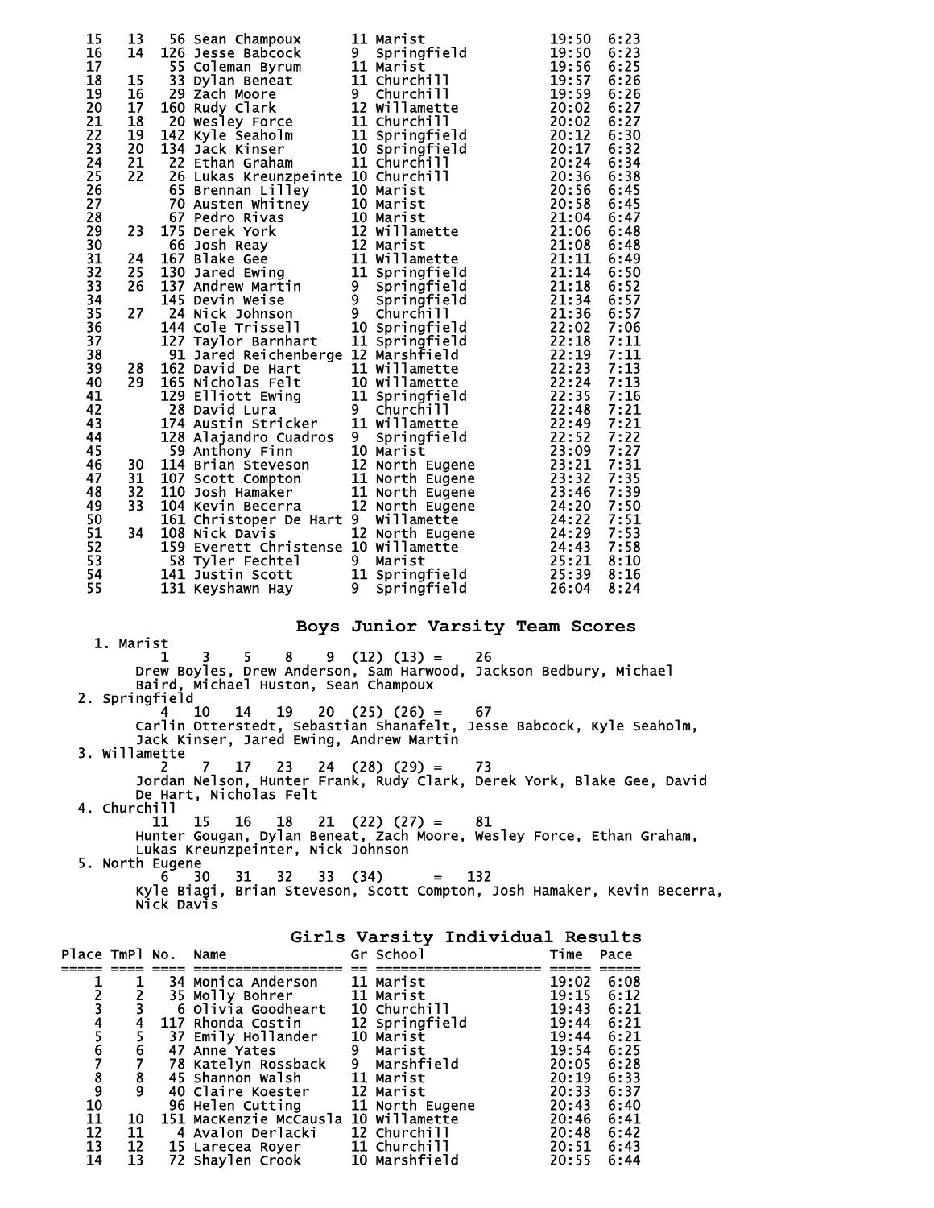| Place | TmPl | No. | Name | Gr | School | Time | Pace |
|---|---|---|---|---|---|---|---|
| 15 | 13 | 56 | Sean Champoux | 11 | Marist | 19:50 | 6:23 |
| 16 | 14 | 126 | Jesse Babcock | 9 | Springfield | 19:50 | 6:23 |
| 17 | | 55 | Coleman Byrum | 11 | Marist | 19:56 | 6:25 |
| 18 | 15 | 33 | Dylan Beneat | 11 | Churchill | 19:57 | 6:26 |
| 19 | 16 | 29 | Zach Moore | 9 | Churchill | 19:59 | 6:26 |
| 20 | 17 | 160 | Rudy Clark | 12 | Willamette | 20:02 | 6:27 |
| 21 | 18 | 20 | Wesley Force | 11 | Churchill | 20:02 | 6:27 |
| 22 | 19 | 142 | Kyle Seaholm | 11 | Springfield | 20:12 | 6:30 |
| 23 | 20 | 134 | Jack Kinser | 10 | Springfield | 20:17 | 6:32 |
| 24 | 21 | 22 | Ethan Graham | 11 | Churchill | 20:24 | 6:34 |
| 25 | 22 | 26 | Lukas Kreunzpeinte | 10 | Churchill | 20:36 | 6:38 |
| 26 | | 65 | Brennan Lilley | 10 | Marist | 20:56 | 6:45 |
| 27 | | 70 | Austen Whitney | 10 | Marist | 20:58 | 6:45 |
| 28 | | 67 | Pedro Rivas | 10 | Marist | 21:04 | 6:47 |
| 29 | 23 | 175 | Derek York | 12 | Willamette | 21:06 | 6:48 |
| 30 | | 66 | Josh Reay | 12 | Marist | 21:08 | 6:48 |
| 31 | 24 | 167 | Blake Gee | 11 | Willamette | 21:11 | 6:49 |
| 32 | 25 | 130 | Jared Ewing | 11 | Springfield | 21:14 | 6:50 |
| 33 | 26 | 137 | Andrew Martin | 9 | Springfield | 21:18 | 6:52 |
| 34 | | 145 | Devin Weise | 9 | Springfield | 21:34 | 6:57 |
| 35 | 27 | 24 | Nick Johnson | 9 | Churchill | 21:36 | 6:57 |
| 36 | | 144 | Cole Trissell | 10 | Springfield | 22:02 | 7:06 |
| 37 | | 127 | Taylor Barnhart | 11 | Springfield | 22:18 | 7:11 |
| 38 | | 91 | Jared Reichenberge | 12 | Marshfield | 22:19 | 7:11 |
| 39 | 28 | 162 | David De Hart | 11 | Willamette | 22:23 | 7:13 |
| 40 | 29 | 165 | Nicholas Felt | 10 | Willamette | 22:24 | 7:13 |
| 41 | | 129 | Elliott Ewing | 11 | Springfield | 22:35 | 7:16 |
| 42 | | 28 | David Lura | 9 | Churchill | 22:48 | 7:21 |
| 43 | | 174 | Austin Stricker | 11 | Willamette | 22:49 | 7:21 |
| 44 | | 128 | Alajandro Cuadros | 9 | Springfield | 22:52 | 7:22 |
| 45 | | 59 | Anthony Finn | 10 | Marist | 23:09 | 7:27 |
| 46 | 30 | 114 | Brian Steveson | 12 | North Eugene | 23:21 | 7:31 |
| 47 | 31 | 107 | Scott Compton | 11 | North Eugene | 23:32 | 7:35 |
| 48 | 32 | 110 | Josh Hamaker | 11 | North Eugene | 23:46 | 7:39 |
| 49 | 33 | 104 | Kevin Becerra | 12 | North Eugene | 24:20 | 7:50 |
| 50 | | 161 | Christoper De Hart | 9 | Willamette | 24:22 | 7:51 |
| 51 | 34 | 108 | Nick Davis | 12 | North Eugene | 24:29 | 7:53 |
| 52 | | 159 | Everett Christense | 10 | Willamette | 24:43 | 7:58 |
| 53 | | 58 | Tyler Fechtel | 9 | Marist | 25:21 | 8:10 |
| 54 | | 141 | Justin Scott | 11 | Springfield | 25:39 | 8:16 |
| 55 | | 131 | Keyshawn Hay | 9 | Springfield | 26:04 | 8:24 |

## Boys Junior Varsity Team Scores

1. Marist
   1 3 5 8 9 (12) (13) = 26
   Drew Boyles, Drew Anderson, Sam Harwood, Jackson Bedbury, Michael Baird, Michael Huston, Sean Champoux
2. Springfield
   4 10 14 19 20 (25) (26) = 67
   Carlin Otterstedt, Sebastian Shanafelt, Jesse Babcock, Kyle Seaholm, Jack Kinser, Jared Ewing, Andrew Martin
3. Willamette
   2 7 17 23 24 (28) (29) = 73
   Jordan Nelson, Hunter Frank, Rudy Clark, Derek York, Blake Gee, David De Hart, Nicholas Felt
4. Churchill
   11 15 16 18 21 (22) (27) = 81
   Hunter Gougan, Dylan Beneat, Zach Moore, Wesley Force, Ethan Graham, Lukas Kreunzpeinter, Nick Johnson
5. North Eugene
   6 30 31 32 33 (34) = 132
   Kyle Biagi, Brian Steveson, Scott Compton, Josh Hamaker, Kevin Becerra, Nick Davis

## Girls Varsity Individual Results

| Place | TmPl | No. | Name | Gr | School | Time | Pace |
|---|---|---|---|---|---|---|---|
| 1 | 1 | 34 | Monica Anderson | 11 | Marist | 19:02 | 6:08 |
| 2 | 2 | 35 | Molly Bohrer | 11 | Marist | 19:15 | 6:12 |
| 3 | 3 | 6 | Olivia Goodheart | 10 | Churchill | 19:43 | 6:21 |
| 4 | 4 | 117 | Rhonda Costin | 12 | Springfield | 19:44 | 6:21 |
| 5 | 5 | 37 | Emily Hollander | 10 | Marist | 19:44 | 6:21 |
| 6 | 6 | 47 | Anne Yates | 9 | Marist | 19:54 | 6:25 |
| 7 | 7 | 78 | Katelyn Rossback | 9 | Marshfield | 20:05 | 6:28 |
| 8 | 8 | 45 | Shannon Walsh | 11 | Marist | 20:19 | 6:33 |
| 9 | 9 | 40 | Claire Koester | 12 | Marist | 20:33 | 6:37 |
| 10 | | 96 | Helen Cutting | 11 | North Eugene | 20:43 | 6:40 |
| 11 | 10 | 151 | MacKenzie McCausla | 10 | Willamette | 20:46 | 6:41 |
| 12 | 11 | 4 | Avalon Derlacki | 12 | Churchill | 20:48 | 6:42 |
| 13 | 12 | 15 | Larecea Royer | 11 | Churchill | 20:51 | 6:43 |
| 14 | 13 | 72 | Shaylen Crook | 10 | Marshfield | 20:55 | 6:44 |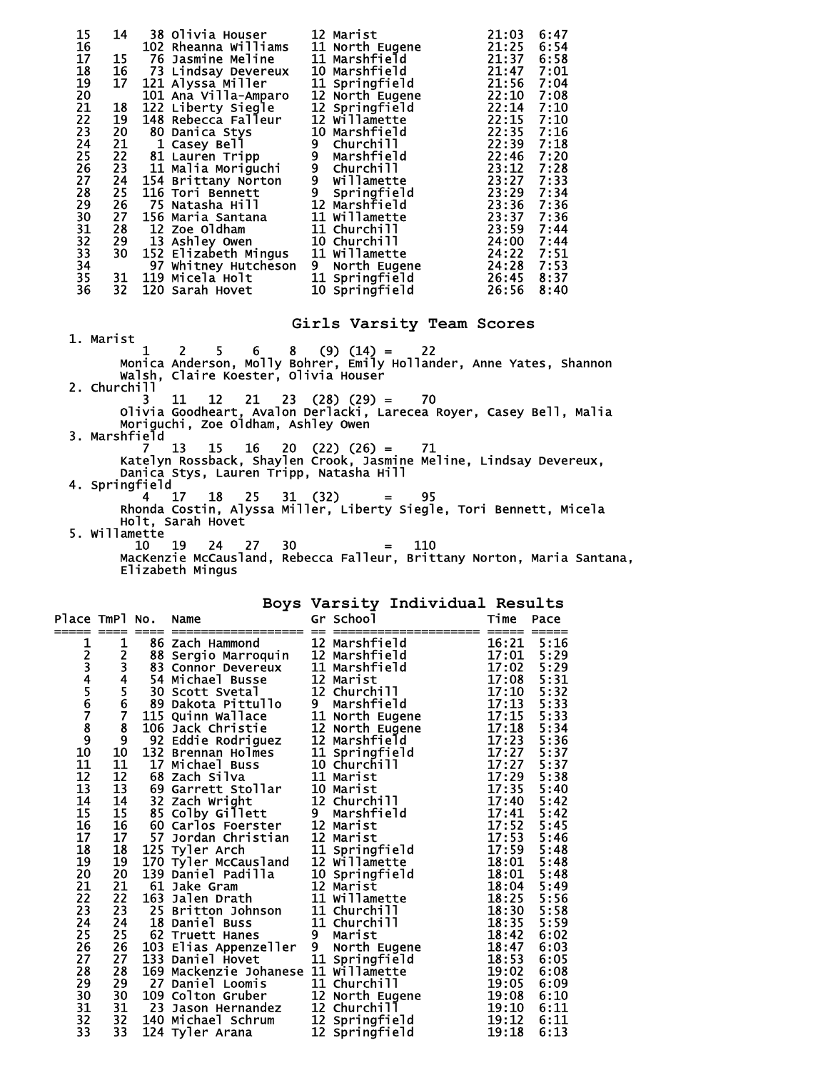| Place | TmPl | No. | Name | Gr | School | Time | Pace |
|---|---|---|---|---|---|---|---|
| 15 | 14 | 38 | Olivia Houser | 12 | Marist | 21:03 | 6:47 |
| 16 | | 102 | Rheanna Williams | 11 | North Eugene | 21:25 | 6:54 |
| 17 | 15 | 76 | Jasmine Meline | 11 | Marshfield | 21:37 | 6:58 |
| 18 | 16 | 73 | Lindsay Devereux | 10 | Marshfield | 21:47 | 7:01 |
| 19 | 17 | 121 | Alyssa Miller | 11 | Springfield | 21:56 | 7:04 |
| 20 | | 101 | Ana Villa-Amparo | 12 | North Eugene | 22:10 | 7:08 |
| 21 | 18 | 122 | Liberty Siegle | 12 | Springfield | 22:14 | 7:10 |
| 22 | 19 | 148 | Rebecca Falleur | 12 | Willamette | 22:15 | 7:10 |
| 23 | 20 | 80 | Danica Stys | 10 | Marshfield | 22:35 | 7:16 |
| 24 | 21 | 1 | Casey Bell | 9 | Churchill | 22:39 | 7:18 |
| 25 | 22 | 81 | Lauren Tripp | 9 | Marshfield | 22:46 | 7:20 |
| 26 | 23 | 11 | Malia Moriguchi | 9 | Churchill | 23:12 | 7:28 |
| 27 | 24 | 154 | Brittany Norton | 9 | Willamette | 23:27 | 7:33 |
| 28 | 25 | 116 | Tori Bennett | 9 | Springfield | 23:29 | 7:34 |
| 29 | 26 | 75 | Natasha Hill | 12 | Marshfield | 23:36 | 7:36 |
| 30 | 27 | 156 | Maria Santana | 11 | Willamette | 23:37 | 7:36 |
| 31 | 28 | 12 | Zoe Oldham | 11 | Churchill | 23:59 | 7:44 |
| 32 | 29 | 13 | Ashley Owen | 10 | Churchill | 24:00 | 7:44 |
| 33 | 30 | 152 | Elizabeth Mingus | 11 | Willamette | 24:22 | 7:51 |
| 34 | | 97 | Whitney Hutcheson | 9 | North Eugene | 24:28 | 7:53 |
| 35 | 31 | 119 | Micela Holt | 11 | Springfield | 26:45 | 8:37 |
| 36 | 32 | 120 | Sarah Hovet | 10 | Springfield | 26:56 | 8:40 |

## Girls Varsity Team Scores

1. Marist
   1 2 5 6 8 (9) (14) = 22
   Monica Anderson, Molly Bohrer, Emily Hollander, Anne Yates, Shannon Walsh, Claire Koester, Olivia Houser
2. Churchill
   3 11 12 21 23 (28) (29) = 70
   Olivia Goodheart, Avalon Derlacki, Larecea Royer, Casey Bell, Malia Moriguchi, Zoe Oldham, Ashley Owen
3. Marshfield
   7 13 15 16 20 (22) (26) = 71
   Katelyn Rossback, Shaylen Crook, Jasmine Meline, Lindsay Devereux, Danica Stys, Lauren Tripp, Natasha Hill
4. Springfield
   4 17 18 25 31 (32) = 95
   Rhonda Costin, Alyssa Miller, Liberty Siegle, Tori Bennett, Micela Holt, Sarah Hovet
5. Willamette
   10 19 24 27 30 = 110
   MacKenzie McCausland, Rebecca Falleur, Brittany Norton, Maria Santana, Elizabeth Mingus

## Boys Varsity Individual Results

| Place | TmPl | No. | Name | Gr | School | Time | Pace |
|---|---|---|---|---|---|---|---|
| 1 | 1 | 86 | Zach Hammond | 12 | Marshfield | 16:21 | 5:16 |
| 2 | 2 | 88 | Sergio Marroquin | 12 | Marshfield | 17:01 | 5:29 |
| 3 | 3 | 83 | Connor Devereux | 11 | Marshfield | 17:02 | 5:29 |
| 4 | 4 | 54 | Michael Busse | 12 | Marist | 17:08 | 5:31 |
| 5 | 5 | 30 | Scott Svetal | 12 | Churchill | 17:10 | 5:32 |
| 6 | 6 | 89 | Dakota Pittullo | 9 | Marshfield | 17:13 | 5:33 |
| 7 | 7 | 115 | Quinn Wallace | 11 | North Eugene | 17:15 | 5:33 |
| 8 | 8 | 106 | Jack Christie | 12 | North Eugene | 17:18 | 5:34 |
| 9 | 9 | 92 | Eddie Rodriguez | 12 | Marshfield | 17:23 | 5:36 |
| 10 | 10 | 132 | Brennan Holmes | 11 | Springfield | 17:27 | 5:37 |
| 11 | 11 | 17 | Michael Buss | 10 | Churchill | 17:27 | 5:37 |
| 12 | 12 | 68 | Zach Silva | 11 | Marist | 17:29 | 5:38 |
| 13 | 13 | 69 | Garrett Stollar | 10 | Marist | 17:35 | 5:40 |
| 14 | 14 | 32 | Zach Wright | 12 | Churchill | 17:40 | 5:42 |
| 15 | 15 | 85 | Colby Gillett | 9 | Marshfield | 17:41 | 5:42 |
| 16 | 16 | 60 | Carlos Foerster | 12 | Marist | 17:52 | 5:45 |
| 17 | 17 | 57 | Jordan Christian | 12 | Marist | 17:53 | 5:46 |
| 18 | 18 | 125 | Tyler Arch | 11 | Springfield | 17:59 | 5:48 |
| 19 | 19 | 170 | Tyler McCausland | 12 | Willamette | 18:01 | 5:48 |
| 20 | 20 | 139 | Daniel Padilla | 10 | Springfield | 18:01 | 5:48 |
| 21 | 21 | 61 | Jake Gram | 12 | Marist | 18:04 | 5:49 |
| 22 | 22 | 163 | Jalen Drath | 11 | Willamette | 18:25 | 5:56 |
| 23 | 23 | 25 | Britton Johnson | 11 | Churchill | 18:30 | 5:58 |
| 24 | 24 | 18 | Daniel Buss | 11 | Churchill | 18:35 | 5:59 |
| 25 | 25 | 62 | Truett Hanes | 9 | Marist | 18:42 | 6:02 |
| 26 | 26 | 103 | Elias Appenzeller | 9 | North Eugene | 18:47 | 6:03 |
| 27 | 27 | 133 | Daniel Hovet | 11 | Springfield | 18:53 | 6:05 |
| 28 | 28 | 169 | Mackenzie Johanese | 11 | Willamette | 19:02 | 6:08 |
| 29 | 29 | 27 | Daniel Loomis | 11 | Churchill | 19:05 | 6:09 |
| 30 | 30 | 109 | Colton Gruber | 12 | North Eugene | 19:08 | 6:10 |
| 31 | 31 | 23 | Jason Hernandez | 12 | Churchill | 19:10 | 6:11 |
| 32 | 32 | 140 | Michael Schrum | 12 | Springfield | 19:12 | 6:11 |
| 33 | 33 | 124 | Tyler Arana | 12 | Springfield | 19:18 | 6:13 |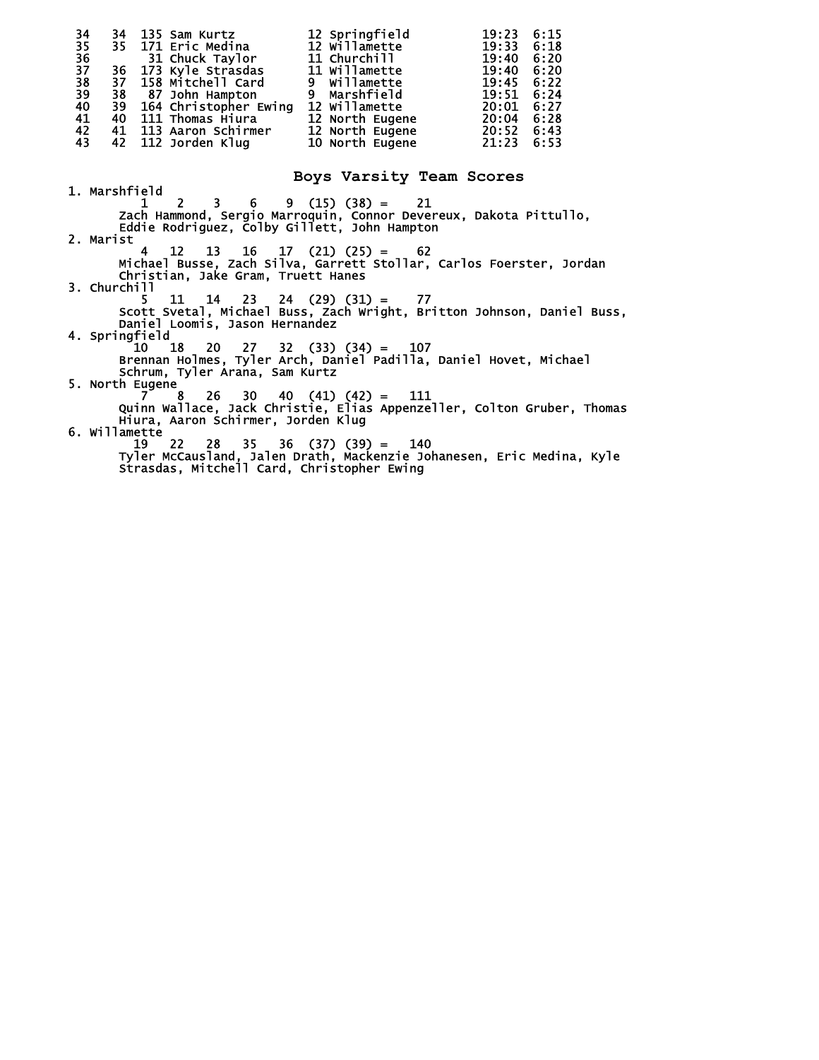| | | | | | | | |
|---|---|---|---|---|---|---|---|
| 34 | 34 | 135 | Sam Kurtz | 12 | Springfield | 19:23 | 6:15 |
| 35 | 35 | 171 | Eric Medina | 12 | Willamette | 19:33 | 6:18 |
| 36 | | 31 | Chuck Taylor | 11 | Churchill | 19:40 | 6:20 |
| 37 | 36 | 173 | Kyle Strasdas | 11 | Willamette | 19:40 | 6:20 |
| 38 | 37 | 158 | Mitchell Card | 9 | Willamette | 19:45 | 6:22 |
| 39 | 38 | 87 | John Hampton | 9 | Marshfield | 19:51 | 6:24 |
| 40 | 39 | 164 | Christopher Ewing | 12 | Willamette | 20:01 | 6:27 |
| 41 | 40 | 111 | Thomas Hiura | 12 | North Eugene | 20:04 | 6:28 |
| 42 | 41 | 113 | Aaron Schirmer | 12 | North Eugene | 20:52 | 6:43 |
| 43 | 42 | 112 | Jorden Klug | 10 | North Eugene | 21:23 | 6:53 |

## Boys Varsity Team Scores

1. Marshfield
   1 2 3 6 9 (15) (38) = 21
   Zach Hammond, Sergio Marroquin, Connor Devereux, Dakota Pittullo, Eddie Rodriguez, Colby Gillett, John Hampton
2. Marist
   4 12 13 16 17 (21) (25) = 62
   Michael Busse, Zach Silva, Garrett Stollar, Carlos Foerster, Jordan Christian, Jake Gram, Truett Hanes
3. Churchill
   5 11 14 23 24 (29) (31) = 77
   Scott Svetal, Michael Buss, Zach Wright, Britton Johnson, Daniel Buss, Daniel Loomis, Jason Hernandez
4. Springfield
   10 18 20 27 32 (33) (34) = 107
   Brennan Holmes, Tyler Arch, Daniel Padilla, Daniel Hovet, Michael Schrum, Tyler Arana, Sam Kurtz
5. North Eugene
   7 8 26 30 40 (41) (42) = 111
   Quinn Wallace, Jack Christie, Elias Appenzeller, Colton Gruber, Thomas Hiura, Aaron Schirmer, Jorden Klug
6. Willamette
   19 22 28 35 36 (37) (39) = 140
   Tyler McCausland, Jalen Drath, Mackenzie Johanesen, Eric Medina, Kyle Strasdas, Mitchell Card, Christopher Ewing